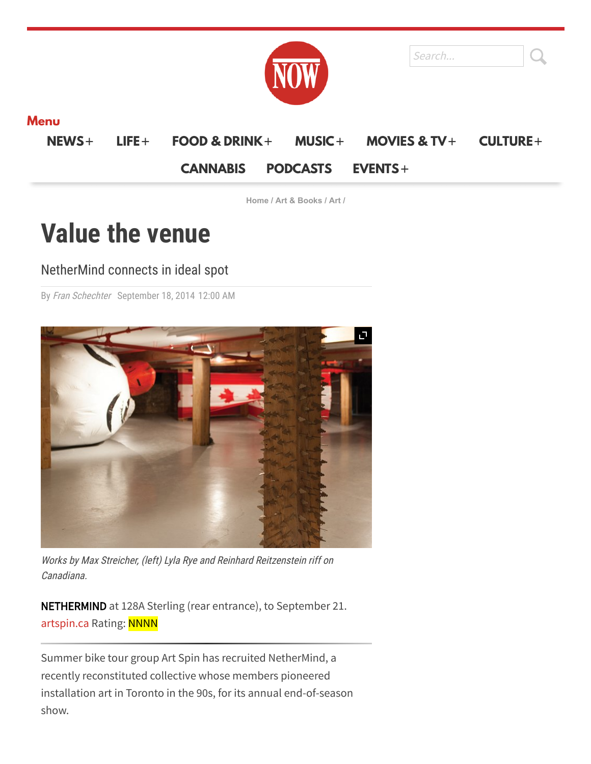Home / Art & Books / Art /

# Value the venue

NetherMind connects in ideal spot

By *Fran Schechter* September 18, 2014 12:00 AM

*Works by Max Streicher, (left) Lyla Rye and Reinhard Reitzenstein riff on Canadiana.*

**NETHERMIND** at 128A Sterling (rear entrance), to September 21. artspin.ca Rating: NNNN

Summer bike tour group Art Spin has recruited NetherMind, a recently reconstituted collective whose members pioneered installation art in Toronto in the 90s, for its annual end-of-season show.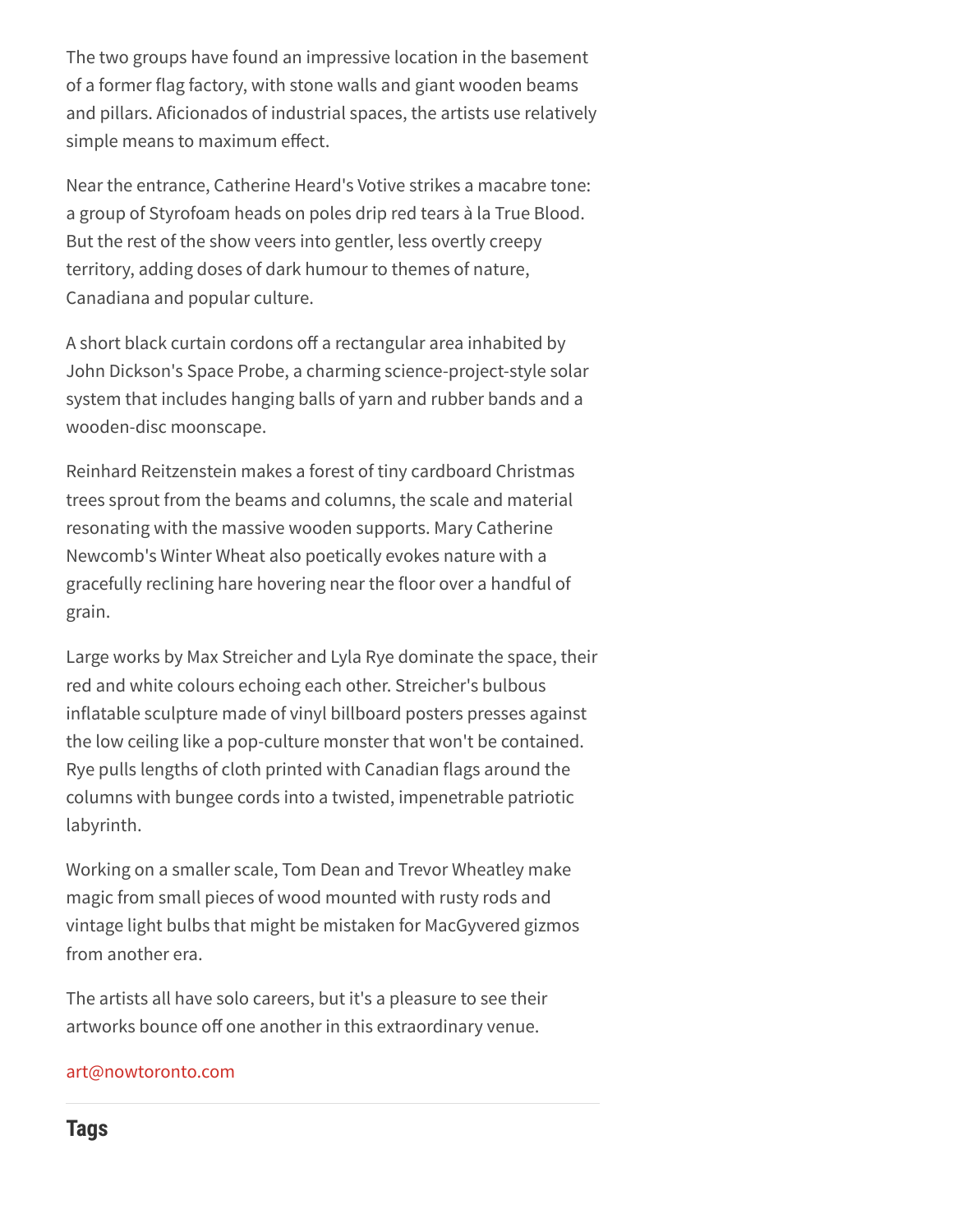The two groups have found an impressive location in the basement of a former flag factory, with stone walls and giant wooden beams and pillars. Aficionados of industrial spaces, the artists use relatively simple means to maximum effect.

Near the entrance, Catherine Heard's Votive strikes a macabre tone: a group of Styrofoam heads on poles drip red tears à la True Blood. But the rest of the show veers into gentler, less overtly creepy territory, adding doses of dark humour to themes of nature, Canadiana and popular culture.

A short black curtain cordons off a rectangular area inhabited by John Dickson's Space Probe, a charming science-project-style solar system that includes hanging balls of yarn and rubber bands and a wooden-disc moonscape.

Reinhard Reitzenstein makes a forest of tiny cardboard Christmas trees sprout from the beams and columns, the scale and material resonating with the massive wooden supports. Mary Catherine Newcomb's Winter Wheat also poetically evokes nature with a gracefully reclining hare hovering near the floor over a handful of grain.

Large works by Max Streicher and Lyla Rye dominate the space, their red and white colours echoing each other. Streicher's bulbous inflatable sculpture made of vinyl billboard posters presses against the low ceiling like a pop-culture monster that won't be contained. Rye pulls lengths of cloth printed with Canadian flags around the columns with bungee cords into a twisted, impenetrable patriotic labyrinth.

Working on a smaller scale, Tom Dean and Trevor Wheatley make magic from small pieces of wood mounted with rusty rods and vintage light bulbs that might be mistaken for MacGyvered gizmos from another era.

The artists all have solo careers, but it's a pleasure to see their artworks bounce off one another in this extraordinary venue.

art@nowtoronto.com

## Tags